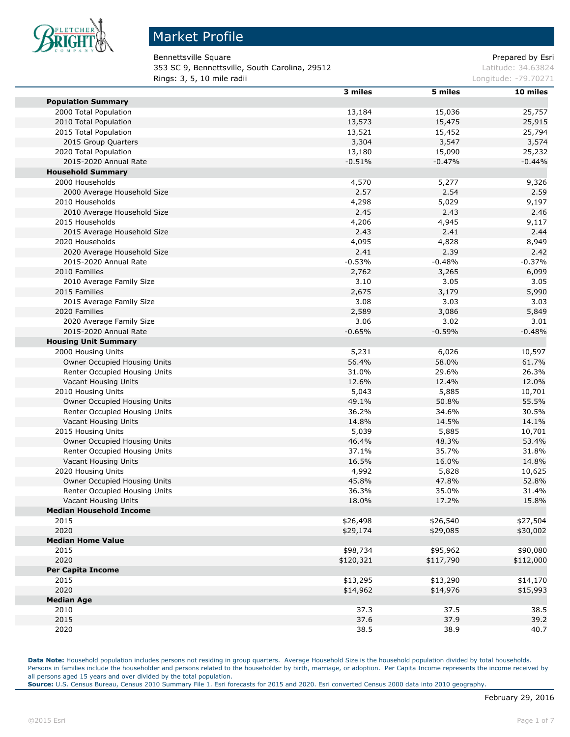# Market Profile

Bennettsville Square
353 SC 9, Bennettsville, South Carolina, 29512
Rings: 3, 5, 10 mile radii

Prepared by Esri
Latitude: 34.63824
Longitude: -79.70271

| | 3 miles | 5 miles | 10 miles |
|---|---|---|---|
| **Population Summary** | | | |
| 2000 Total Population | 13,184 | 15,036 | 25,757 |
| 2010 Total Population | 13,573 | 15,475 | 25,915 |
| 2015 Total Population | 13,521 | 15,452 | 25,794 |
| 2015 Group Quarters | 3,304 | 3,547 | 3,574 |
| 2020 Total Population | 13,180 | 15,090 | 25,232 |
| 2015-2020 Annual Rate | -0.51% | -0.47% | -0.44% |
| **Household Summary** | | | |
| 2000 Households | 4,570 | 5,277 | 9,326 |
| 2000 Average Household Size | 2.57 | 2.54 | 2.59 |
| 2010 Households | 4,298 | 5,029 | 9,197 |
| 2010 Average Household Size | 2.45 | 2.43 | 2.46 |
| 2015 Households | 4,206 | 4,945 | 9,117 |
| 2015 Average Household Size | 2.43 | 2.41 | 2.44 |
| 2020 Households | 4,095 | 4,828 | 8,949 |
| 2020 Average Household Size | 2.41 | 2.39 | 2.42 |
| 2015-2020 Annual Rate | -0.53% | -0.48% | -0.37% |
| 2010 Families | 2,762 | 3,265 | 6,099 |
| 2010 Average Family Size | 3.10 | 3.05 | 3.05 |
| 2015 Families | 2,675 | 3,179 | 5,990 |
| 2015 Average Family Size | 3.08 | 3.03 | 3.03 |
| 2020 Families | 2,589 | 3,086 | 5,849 |
| 2020 Average Family Size | 3.06 | 3.02 | 3.01 |
| 2015-2020 Annual Rate | -0.65% | -0.59% | -0.48% |
| **Housing Unit Summary** | | | |
| 2000 Housing Units | 5,231 | 6,026 | 10,597 |
| Owner Occupied Housing Units | 56.4% | 58.0% | 61.7% |
| Renter Occupied Housing Units | 31.0% | 29.6% | 26.3% |
| Vacant Housing Units | 12.6% | 12.4% | 12.0% |
| 2010 Housing Units | 5,043 | 5,885 | 10,701 |
| Owner Occupied Housing Units | 49.1% | 50.8% | 55.5% |
| Renter Occupied Housing Units | 36.2% | 34.6% | 30.5% |
| Vacant Housing Units | 14.8% | 14.5% | 14.1% |
| 2015 Housing Units | 5,039 | 5,885 | 10,701 |
| Owner Occupied Housing Units | 46.4% | 48.3% | 53.4% |
| Renter Occupied Housing Units | 37.1% | 35.7% | 31.8% |
| Vacant Housing Units | 16.5% | 16.0% | 14.8% |
| 2020 Housing Units | 4,992 | 5,828 | 10,625 |
| Owner Occupied Housing Units | 45.8% | 47.8% | 52.8% |
| Renter Occupied Housing Units | 36.3% | 35.0% | 31.4% |
| Vacant Housing Units | 18.0% | 17.2% | 15.8% |
| **Median Household Income** | | | |
| 2015 | $26,498 | $26,540 | $27,504 |
| 2020 | $29,174 | $29,085 | $30,002 |
| **Median Home Value** | | | |
| 2015 | $98,734 | $95,962 | $90,080 |
| 2020 | $120,321 | $117,790 | $112,000 |
| **Per Capita Income** | | | |
| 2015 | $13,295 | $13,290 | $14,170 |
| 2020 | $14,962 | $14,976 | $15,993 |
| **Median Age** | | | |
| 2010 | 37.3 | 37.5 | 38.5 |
| 2015 | 37.6 | 37.9 | 39.2 |
| 2020 | 38.5 | 38.9 | 40.7 |

**Data Note:** Household population includes persons not residing in group quarters. Average Household Size is the household population divided by total households. Persons in families include the householder and persons related to the householder by birth, marriage, or adoption. Per Capita Income represents the income received by all persons aged 15 years and over divided by the total population.
**Source:** U.S. Census Bureau, Census 2010 Summary File 1. Esri forecasts for 2015 and 2020. Esri converted Census 2000 data into 2010 geography.

February 29, 2016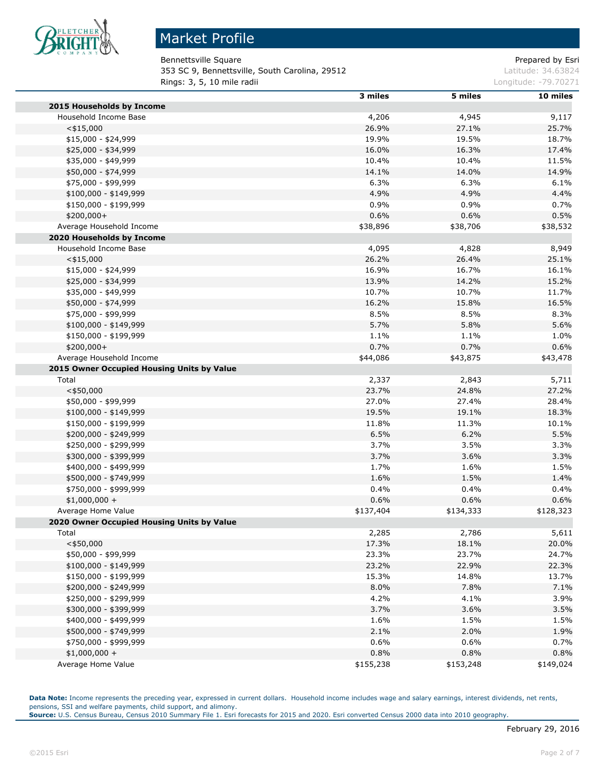# Market Profile

Bennettsville Square
353 SC 9, Bennettsville, South Carolina, 29512
Rings: 3, 5, 10 mile radii

Prepared by Esri
Latitude: 34.63824
Longitude: -79.70271

| | 3 miles | 5 miles | 10 miles |
|---|---|---|---|
| **2015 Households by Income** | | | |
| Household Income Base | 4,206 | 4,945 | 9,117 |
| <$15,000 | 26.9% | 27.1% | 25.7% |
| $15,000 - $24,999 | 19.9% | 19.5% | 18.7% |
| $25,000 - $34,999 | 16.0% | 16.3% | 17.4% |
| $35,000 - $49,999 | 10.4% | 10.4% | 11.5% |
| $50,000 - $74,999 | 14.1% | 14.0% | 14.9% |
| $75,000 - $99,999 | 6.3% | 6.3% | 6.1% |
| $100,000 - $149,999 | 4.9% | 4.9% | 4.4% |
| $150,000 - $199,999 | 0.9% | 0.9% | 0.7% |
| $200,000+ | 0.6% | 0.6% | 0.5% |
| Average Household Income | $38,896 | $38,706 | $38,532 |
| **2020 Households by Income** | | | |
| Household Income Base | 4,095 | 4,828 | 8,949 |
| <$15,000 | 26.2% | 26.4% | 25.1% |
| $15,000 - $24,999 | 16.9% | 16.7% | 16.1% |
| $25,000 - $34,999 | 13.9% | 14.2% | 15.2% |
| $35,000 - $49,999 | 10.7% | 10.7% | 11.7% |
| $50,000 - $74,999 | 16.2% | 15.8% | 16.5% |
| $75,000 - $99,999 | 8.5% | 8.5% | 8.3% |
| $100,000 - $149,999 | 5.7% | 5.8% | 5.6% |
| $150,000 - $199,999 | 1.1% | 1.1% | 1.0% |
| $200,000+ | 0.7% | 0.7% | 0.6% |
| Average Household Income | $44,086 | $43,875 | $43,478 |
| **2015 Owner Occupied Housing Units by Value** | | | |
| Total | 2,337 | 2,843 | 5,711 |
| <$50,000 | 23.7% | 24.8% | 27.2% |
| $50,000 - $99,999 | 27.0% | 27.4% | 28.4% |
| $100,000 - $149,999 | 19.5% | 19.1% | 18.3% |
| $150,000 - $199,999 | 11.8% | 11.3% | 10.1% |
| $200,000 - $249,999 | 6.5% | 6.2% | 5.5% |
| $250,000 - $299,999 | 3.7% | 3.5% | 3.3% |
| $300,000 - $399,999 | 3.7% | 3.6% | 3.3% |
| $400,000 - $499,999 | 1.7% | 1.6% | 1.5% |
| $500,000 - $749,999 | 1.6% | 1.5% | 1.4% |
| $750,000 - $999,999 | 0.4% | 0.4% | 0.4% |
| $1,000,000 + | 0.6% | 0.6% | 0.6% |
| Average Home Value | $137,404 | $134,333 | $128,323 |
| **2020 Owner Occupied Housing Units by Value** | | | |
| Total | 2,285 | 2,786 | 5,611 |
| <$50,000 | 17.3% | 18.1% | 20.0% |
| $50,000 - $99,999 | 23.3% | 23.7% | 24.7% |
| $100,000 - $149,999 | 23.2% | 22.9% | 22.3% |
| $150,000 - $199,999 | 15.3% | 14.8% | 13.7% |
| $200,000 - $249,999 | 8.0% | 7.8% | 7.1% |
| $250,000 - $299,999 | 4.2% | 4.1% | 3.9% |
| $300,000 - $399,999 | 3.7% | 3.6% | 3.5% |
| $400,000 - $499,999 | 1.6% | 1.5% | 1.5% |
| $500,000 - $749,999 | 2.1% | 2.0% | 1.9% |
| $750,000 - $999,999 | 0.6% | 0.6% | 0.7% |
| $1,000,000 + | 0.8% | 0.8% | 0.8% |
| Average Home Value | $155,238 | $153,248 | $149,024 |

**Data Note:** Income represents the preceding year, expressed in current dollars. Household income includes wage and salary earnings, interest dividends, net rents, pensions, SSI and welfare payments, child support, and alimony.
**Source:** U.S. Census Bureau, Census 2010 Summary File 1. Esri forecasts for 2015 and 2020. Esri converted Census 2000 data into 2010 geography.

February 29, 2016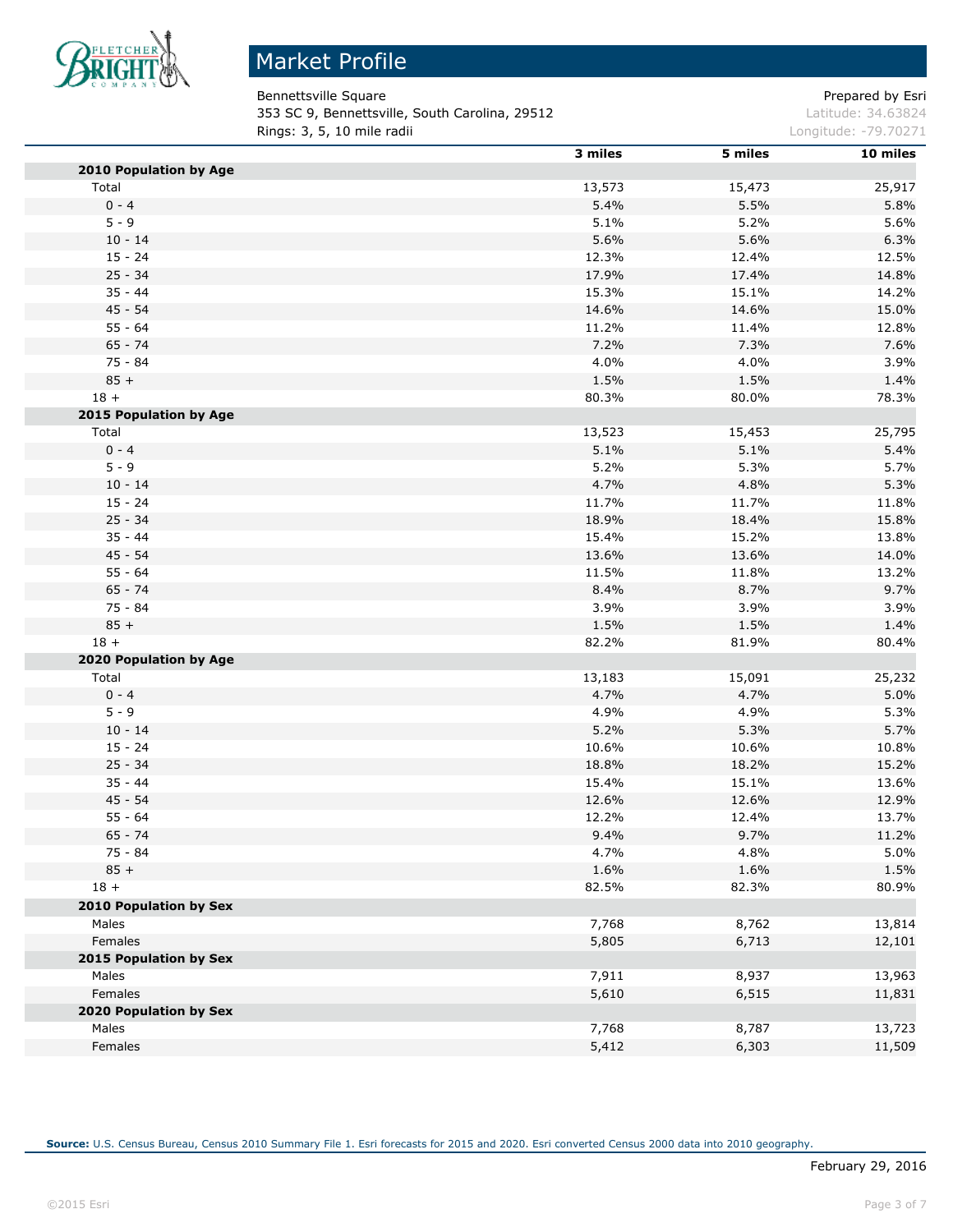# Market Profile

Bennettsville Square
353 SC 9, Bennettsville, South Carolina, 29512
Rings: 3, 5, 10 mile radii

Prepared by Esri
Latitude: 34.63824
Longitude: -79.70271

| | 3 miles | 5 miles | 10 miles |
|---|---|---|---|
| **2010 Population by Age** | | | |
| Total | 13,573 | 15,473 | 25,917 |
| 0 - 4 | 5.4% | 5.5% | 5.8% |
| 5 - 9 | 5.1% | 5.2% | 5.6% |
| 10 - 14 | 5.6% | 5.6% | 6.3% |
| 15 - 24 | 12.3% | 12.4% | 12.5% |
| 25 - 34 | 17.9% | 17.4% | 14.8% |
| 35 - 44 | 15.3% | 15.1% | 14.2% |
| 45 - 54 | 14.6% | 14.6% | 15.0% |
| 55 - 64 | 11.2% | 11.4% | 12.8% |
| 65 - 74 | 7.2% | 7.3% | 7.6% |
| 75 - 84 | 4.0% | 4.0% | 3.9% |
| 85 + | 1.5% | 1.5% | 1.4% |
| 18 + | 80.3% | 80.0% | 78.3% |
| **2015 Population by Age** | | | |
| Total | 13,523 | 15,453 | 25,795 |
| 0 - 4 | 5.1% | 5.1% | 5.4% |
| 5 - 9 | 5.2% | 5.3% | 5.7% |
| 10 - 14 | 4.7% | 4.8% | 5.3% |
| 15 - 24 | 11.7% | 11.7% | 11.8% |
| 25 - 34 | 18.9% | 18.4% | 15.8% |
| 35 - 44 | 15.4% | 15.2% | 13.8% |
| 45 - 54 | 13.6% | 13.6% | 14.0% |
| 55 - 64 | 11.5% | 11.8% | 13.2% |
| 65 - 74 | 8.4% | 8.7% | 9.7% |
| 75 - 84 | 3.9% | 3.9% | 3.9% |
| 85 + | 1.5% | 1.5% | 1.4% |
| 18 + | 82.2% | 81.9% | 80.4% |
| **2020 Population by Age** | | | |
| Total | 13,183 | 15,091 | 25,232 |
| 0 - 4 | 4.7% | 4.7% | 5.0% |
| 5 - 9 | 4.9% | 4.9% | 5.3% |
| 10 - 14 | 5.2% | 5.3% | 5.7% |
| 15 - 24 | 10.6% | 10.6% | 10.8% |
| 25 - 34 | 18.8% | 18.2% | 15.2% |
| 35 - 44 | 15.4% | 15.1% | 13.6% |
| 45 - 54 | 12.6% | 12.6% | 12.9% |
| 55 - 64 | 12.2% | 12.4% | 13.7% |
| 65 - 74 | 9.4% | 9.7% | 11.2% |
| 75 - 84 | 4.7% | 4.8% | 5.0% |
| 85 + | 1.6% | 1.6% | 1.5% |
| 18 + | 82.5% | 82.3% | 80.9% |
| **2010 Population by Sex** | | | |
| Males | 7,768 | 8,762 | 13,814 |
| Females | 5,805 | 6,713 | 12,101 |
| **2015 Population by Sex** | | | |
| Males | 7,911 | 8,937 | 13,963 |
| Females | 5,610 | 6,515 | 11,831 |
| **2020 Population by Sex** | | | |
| Males | 7,768 | 8,787 | 13,723 |
| Females | 5,412 | 6,303 | 11,509 |

**Source:** U.S. Census Bureau, Census 2010 Summary File 1. Esri forecasts for 2015 and 2020. Esri converted Census 2000 data into 2010 geography.

February 29, 2016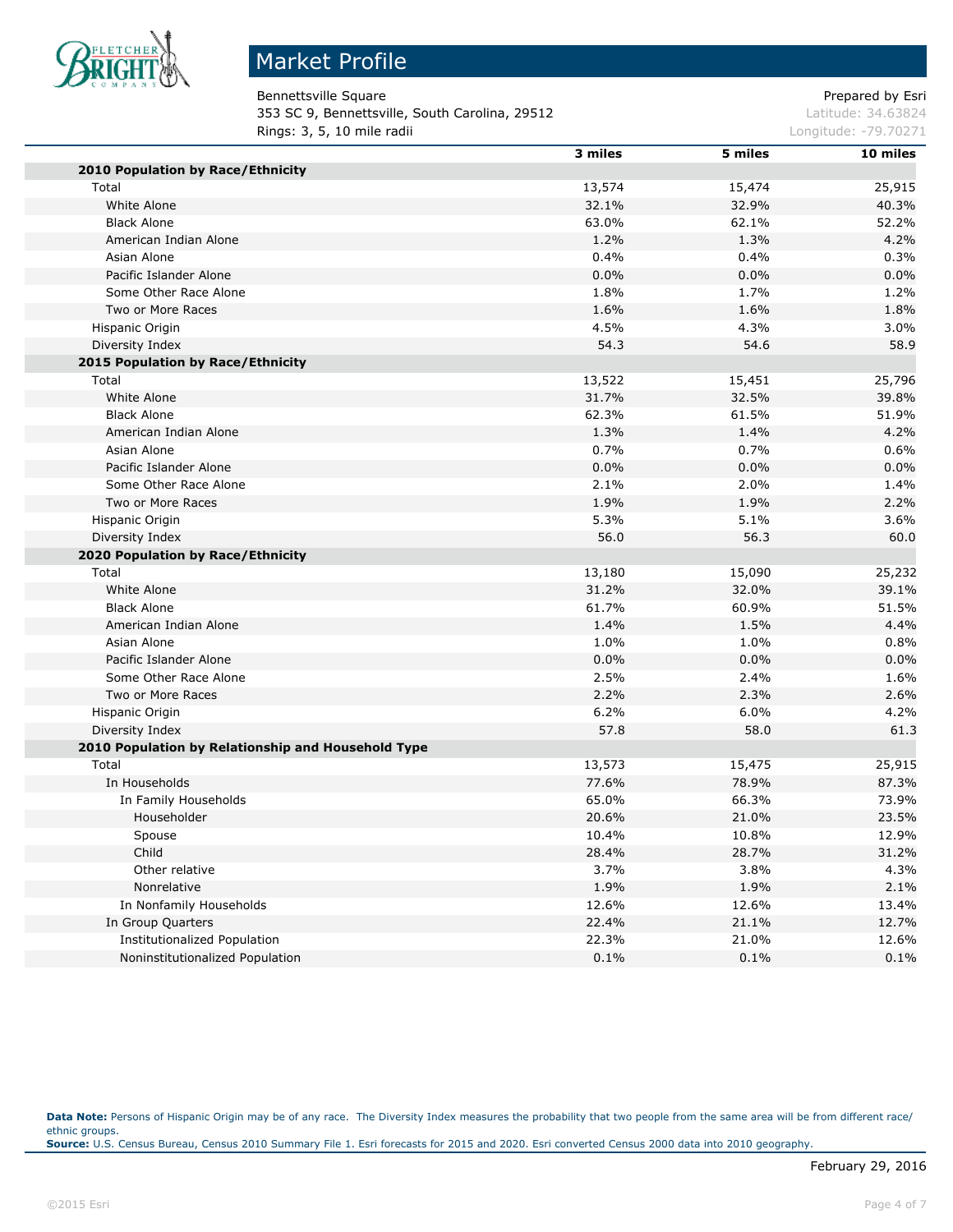# Market Profile

Bennettsville Square
353 SC 9, Bennettsville, South Carolina, 29512
Rings: 3, 5, 10 mile radii

Prepared by Esri
Latitude: 34.63824
Longitude: -79.70271

| | 3 miles | 5 miles | 10 miles |
|---|---|---|---|
| **2010 Population by Race/Ethnicity** | | | |
| Total | 13,574 | 15,474 | 25,915 |
| White Alone | 32.1% | 32.9% | 40.3% |
| Black Alone | 63.0% | 62.1% | 52.2% |
| American Indian Alone | 1.2% | 1.3% | 4.2% |
| Asian Alone | 0.4% | 0.4% | 0.3% |
| Pacific Islander Alone | 0.0% | 0.0% | 0.0% |
| Some Other Race Alone | 1.8% | 1.7% | 1.2% |
| Two or More Races | 1.6% | 1.6% | 1.8% |
| Hispanic Origin | 4.5% | 4.3% | 3.0% |
| Diversity Index | 54.3 | 54.6 | 58.9 |
| **2015 Population by Race/Ethnicity** | | | |
| Total | 13,522 | 15,451 | 25,796 |
| White Alone | 31.7% | 32.5% | 39.8% |
| Black Alone | 62.3% | 61.5% | 51.9% |
| American Indian Alone | 1.3% | 1.4% | 4.2% |
| Asian Alone | 0.7% | 0.7% | 0.6% |
| Pacific Islander Alone | 0.0% | 0.0% | 0.0% |
| Some Other Race Alone | 2.1% | 2.0% | 1.4% |
| Two or More Races | 1.9% | 1.9% | 2.2% |
| Hispanic Origin | 5.3% | 5.1% | 3.6% |
| Diversity Index | 56.0 | 56.3 | 60.0 |
| **2020 Population by Race/Ethnicity** | | | |
| Total | 13,180 | 15,090 | 25,232 |
| White Alone | 31.2% | 32.0% | 39.1% |
| Black Alone | 61.7% | 60.9% | 51.5% |
| American Indian Alone | 1.4% | 1.5% | 4.4% |
| Asian Alone | 1.0% | 1.0% | 0.8% |
| Pacific Islander Alone | 0.0% | 0.0% | 0.0% |
| Some Other Race Alone | 2.5% | 2.4% | 1.6% |
| Two or More Races | 2.2% | 2.3% | 2.6% |
| Hispanic Origin | 6.2% | 6.0% | 4.2% |
| Diversity Index | 57.8 | 58.0 | 61.3 |
| **2010 Population by Relationship and Household Type** | | | |
| Total | 13,573 | 15,475 | 25,915 |
| In Households | 77.6% | 78.9% | 87.3% |
| In Family Households | 65.0% | 66.3% | 73.9% |
| Householder | 20.6% | 21.0% | 23.5% |
| Spouse | 10.4% | 10.8% | 12.9% |
| Child | 28.4% | 28.7% | 31.2% |
| Other relative | 3.7% | 3.8% | 4.3% |
| Nonrelative | 1.9% | 1.9% | 2.1% |
| In Nonfamily Households | 12.6% | 12.6% | 13.4% |
| In Group Quarters | 22.4% | 21.1% | 12.7% |
| Institutionalized Population | 22.3% | 21.0% | 12.6% |
| Noninstitutionalized Population | 0.1% | 0.1% | 0.1% |

**Data Note:** Persons of Hispanic Origin may be of any race. The Diversity Index measures the probability that two people from the same area will be from different race/ethnic groups.
**Source:** U.S. Census Bureau, Census 2010 Summary File 1. Esri forecasts for 2015 and 2020. Esri converted Census 2000 data into 2010 geography.

February 29, 2016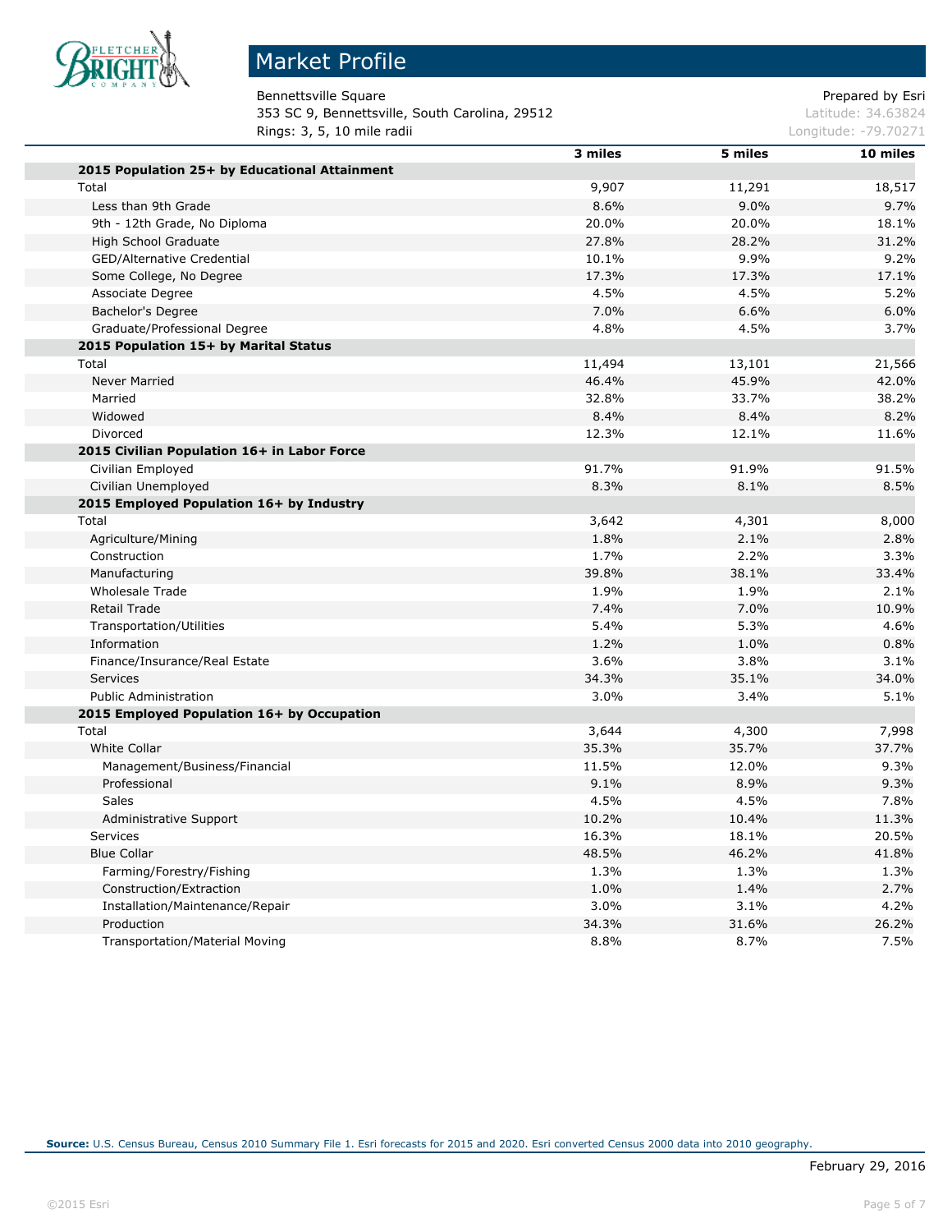# Market Profile

Bennettsville Square
353 SC 9, Bennettsville, South Carolina, 29512
Rings: 3, 5, 10 mile radii

Prepared by Esri
Latitude: 34.63824
Longitude: -79.70271

| | 3 miles | 5 miles | 10 miles |
|---|---|---|---|
| **2015 Population 25+ by Educational Attainment** | | | |
| Total | 9,907 | 11,291 | 18,517 |
| Less than 9th Grade | 8.6% | 9.0% | 9.7% |
| 9th - 12th Grade, No Diploma | 20.0% | 20.0% | 18.1% |
| High School Graduate | 27.8% | 28.2% | 31.2% |
| GED/Alternative Credential | 10.1% | 9.9% | 9.2% |
| Some College, No Degree | 17.3% | 17.3% | 17.1% |
| Associate Degree | 4.5% | 4.5% | 5.2% |
| Bachelor's Degree | 7.0% | 6.6% | 6.0% |
| Graduate/Professional Degree | 4.8% | 4.5% | 3.7% |
| **2015 Population 15+ by Marital Status** | | | |
| Total | 11,494 | 13,101 | 21,566 |
| Never Married | 46.4% | 45.9% | 42.0% |
| Married | 32.8% | 33.7% | 38.2% |
| Widowed | 8.4% | 8.4% | 8.2% |
| Divorced | 12.3% | 12.1% | 11.6% |
| **2015 Civilian Population 16+ in Labor Force** | | | |
| Civilian Employed | 91.7% | 91.9% | 91.5% |
| Civilian Unemployed | 8.3% | 8.1% | 8.5% |
| **2015 Employed Population 16+ by Industry** | | | |
| Total | 3,642 | 4,301 | 8,000 |
| Agriculture/Mining | 1.8% | 2.1% | 2.8% |
| Construction | 1.7% | 2.2% | 3.3% |
| Manufacturing | 39.8% | 38.1% | 33.4% |
| Wholesale Trade | 1.9% | 1.9% | 2.1% |
| Retail Trade | 7.4% | 7.0% | 10.9% |
| Transportation/Utilities | 5.4% | 5.3% | 4.6% |
| Information | 1.2% | 1.0% | 0.8% |
| Finance/Insurance/Real Estate | 3.6% | 3.8% | 3.1% |
| Services | 34.3% | 35.1% | 34.0% |
| Public Administration | 3.0% | 3.4% | 5.1% |
| **2015 Employed Population 16+ by Occupation** | | | |
| Total | 3,644 | 4,300 | 7,998 |
| White Collar | 35.3% | 35.7% | 37.7% |
| Management/Business/Financial | 11.5% | 12.0% | 9.3% |
| Professional | 9.1% | 8.9% | 9.3% |
| Sales | 4.5% | 4.5% | 7.8% |
| Administrative Support | 10.2% | 10.4% | 11.3% |
| Services | 16.3% | 18.1% | 20.5% |
| Blue Collar | 48.5% | 46.2% | 41.8% |
| Farming/Forestry/Fishing | 1.3% | 1.3% | 1.3% |
| Construction/Extraction | 1.0% | 1.4% | 2.7% |
| Installation/Maintenance/Repair | 3.0% | 3.1% | 4.2% |
| Production | 34.3% | 31.6% | 26.2% |
| Transportation/Material Moving | 8.8% | 8.7% | 7.5% |

**Source:** U.S. Census Bureau, Census 2010 Summary File 1. Esri forecasts for 2015 and 2020. Esri converted Census 2000 data into 2010 geography.

February 29, 2016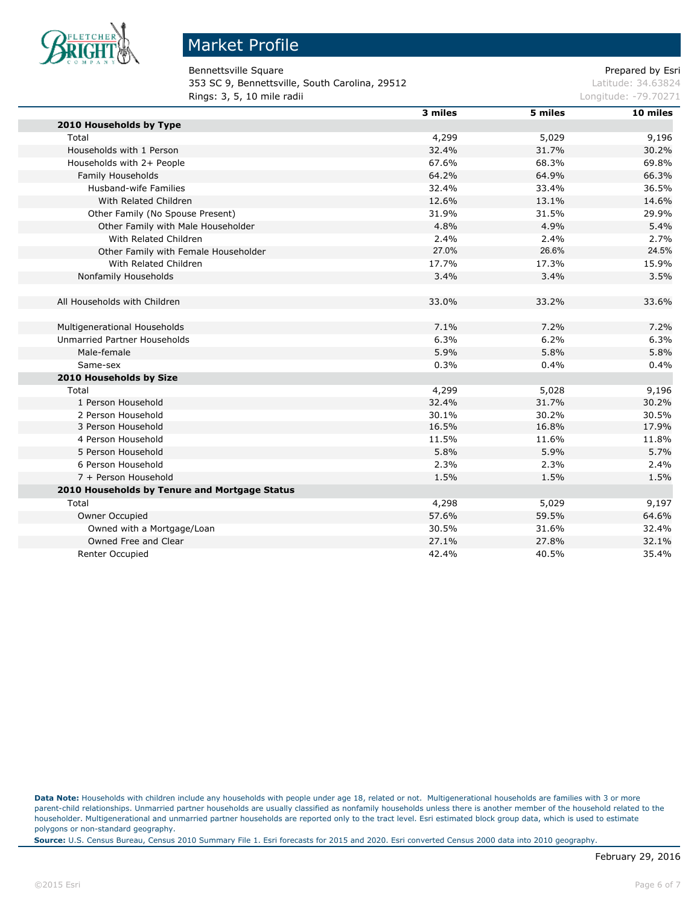# Market Profile

Bennettsville Square
353 SC 9, Bennettsville, South Carolina, 29512
Rings: 3, 5, 10 mile radii

Prepared by Esri
Latitude: 34.63824
Longitude: -79.70271

| | 3 miles | 5 miles | 10 miles |
|---|---|---|---|
| **2010 Households by Type** | | | |
| Total | 4,299 | 5,029 | 9,196 |
| Households with 1 Person | 32.4% | 31.7% | 30.2% |
| Households with 2+ People | 67.6% | 68.3% | 69.8% |
| Family Households | 64.2% | 64.9% | 66.3% |
| Husband-wife Families | 32.4% | 33.4% | 36.5% |
| With Related Children | 12.6% | 13.1% | 14.6% |
| Other Family (No Spouse Present) | 31.9% | 31.5% | 29.9% |
| Other Family with Male Householder | 4.8% | 4.9% | 5.4% |
| With Related Children | 2.4% | 2.4% | 2.7% |
| Other Family with Female Householder | 27.0% | 26.6% | 24.5% |
| With Related Children | 17.7% | 17.3% | 15.9% |
| Nonfamily Households | 3.4% | 3.4% | 3.5% |
| | | | |
| All Households with Children | 33.0% | 33.2% | 33.6% |
| | | | |
| Multigenerational Households | 7.1% | 7.2% | 7.2% |
| Unmarried Partner Households | 6.3% | 6.2% | 6.3% |
| Male-female | 5.9% | 5.8% | 5.8% |
| Same-sex | 0.3% | 0.4% | 0.4% |
| **2010 Households by Size** | | | |
| Total | 4,299 | 5,028 | 9,196 |
| 1 Person Household | 32.4% | 31.7% | 30.2% |
| 2 Person Household | 30.1% | 30.2% | 30.5% |
| 3 Person Household | 16.5% | 16.8% | 17.9% |
| 4 Person Household | 11.5% | 11.6% | 11.8% |
| 5 Person Household | 5.8% | 5.9% | 5.7% |
| 6 Person Household | 2.3% | 2.3% | 2.4% |
| 7 + Person Household | 1.5% | 1.5% | 1.5% |
| **2010 Households by Tenure and Mortgage Status** | | | |
| Total | 4,298 | 5,029 | 9,197 |
| Owner Occupied | 57.6% | 59.5% | 64.6% |
| Owned with a Mortgage/Loan | 30.5% | 31.6% | 32.4% |
| Owned Free and Clear | 27.1% | 27.8% | 32.1% |
| Renter Occupied | 42.4% | 40.5% | 35.4% |

**Data Note:** Households with children include any households with people under age 18, related or not. Multigenerational households are families with 3 or more parent-child relationships. Unmarried partner households are usually classified as nonfamily households unless there is another member of the household related to the householder. Multigenerational and unmarried partner households are reported only to the tract level. Esri estimated block group data, which is used to estimate polygons or non-standard geography.

**Source:** U.S. Census Bureau, Census 2010 Summary File 1. Esri forecasts for 2015 and 2020. Esri converted Census 2000 data into 2010 geography.

February 29, 2016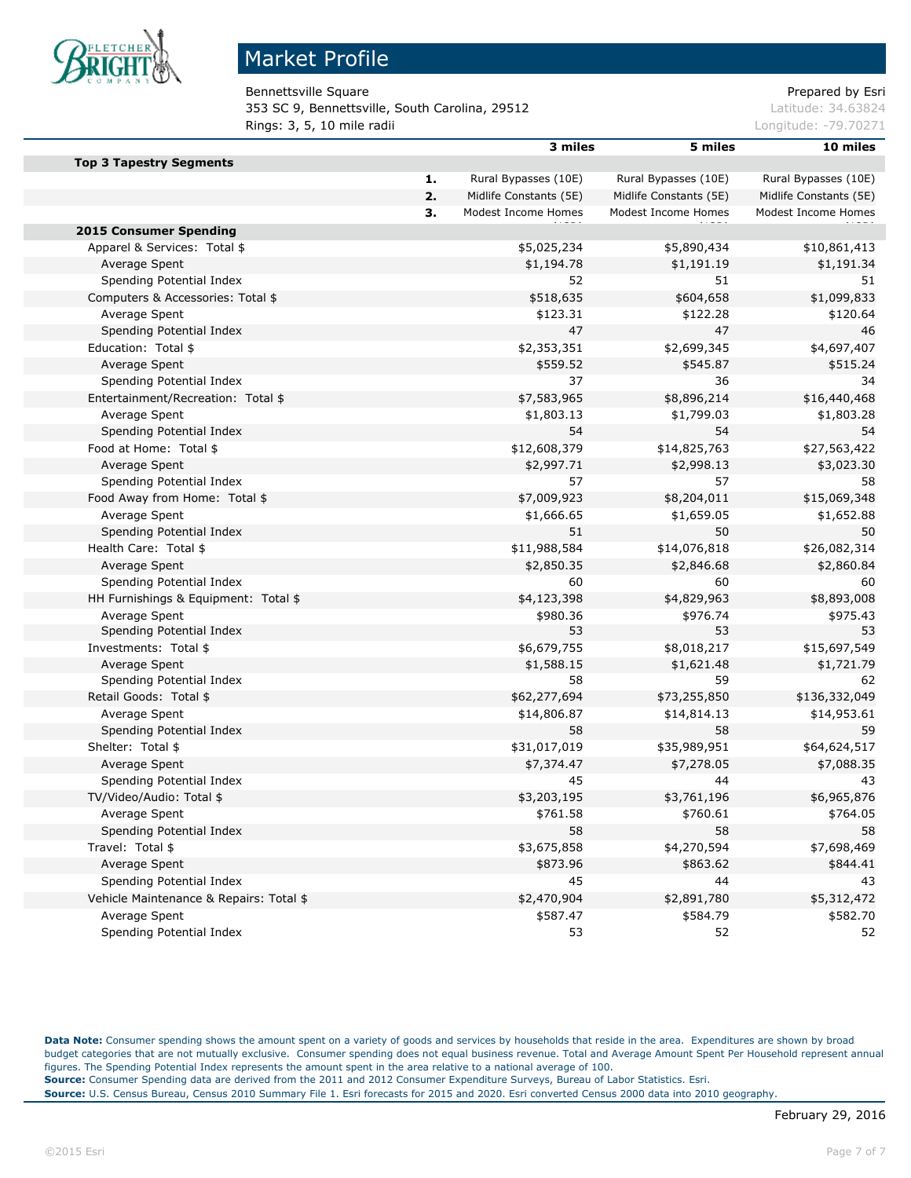# Market Profile

Bennettsville Square
353 SC 9, Bennettsville, South Carolina, 29512
Rings: 3, 5, 10 mile radii

Prepared by Esri
Latitude: 34.63824
Longitude: -79.70271

| | | 3 miles | 5 miles | 10 miles |
|---|---|---|---|---|
| **Top 3 Tapestry Segments** | | | | |
| | 1. | Rural Bypasses (10E) | Rural Bypasses (10E) | Rural Bypasses (10E) |
| | 2. | Midlife Constants (5E) | Midlife Constants (5E) | Midlife Constants (5E) |
| | 3. | Modest Income Homes | Modest Income Homes | Modest Income Homes |
| **2015 Consumer Spending** | | | | |
| Apparel & Services: Total $ | | $5,025,234 | $5,890,434 | $10,861,413 |
| Average Spent | | $1,194.78 | $1,191.19 | $1,191.34 |
| Spending Potential Index | | 52 | 51 | 51 |
| Computers & Accessories: Total $ | | $518,635 | $604,658 | $1,099,833 |
| Average Spent | | $123.31 | $122.28 | $120.64 |
| Spending Potential Index | | 47 | 47 | 46 |
| Education: Total $ | | $2,353,351 | $2,699,345 | $4,697,407 |
| Average Spent | | $559.52 | $545.87 | $515.24 |
| Spending Potential Index | | 37 | 36 | 34 |
| Entertainment/Recreation: Total $ | | $7,583,965 | $8,896,214 | $16,440,468 |
| Average Spent | | $1,803.13 | $1,799.03 | $1,803.28 |
| Spending Potential Index | | 54 | 54 | 54 |
| Food at Home: Total $ | | $12,608,379 | $14,825,763 | $27,563,422 |
| Average Spent | | $2,997.71 | $2,998.13 | $3,023.30 |
| Spending Potential Index | | 57 | 57 | 58 |
| Food Away from Home: Total $ | | $7,009,923 | $8,204,011 | $15,069,348 |
| Average Spent | | $1,666.65 | $1,659.05 | $1,652.88 |
| Spending Potential Index | | 51 | 50 | 50 |
| Health Care: Total $ | | $11,988,584 | $14,076,818 | $26,082,314 |
| Average Spent | | $2,850.35 | $2,846.68 | $2,860.84 |
| Spending Potential Index | | 60 | 60 | 60 |
| HH Furnishings & Equipment: Total $ | | $4,123,398 | $4,829,963 | $8,893,008 |
| Average Spent | | $980.36 | $976.74 | $975.43 |
| Spending Potential Index | | 53 | 53 | 53 |
| Investments: Total $ | | $6,679,755 | $8,018,217 | $15,697,549 |
| Average Spent | | $1,588.15 | $1,621.48 | $1,721.79 |
| Spending Potential Index | | 58 | 59 | 62 |
| Retail Goods: Total $ | | $62,277,694 | $73,255,850 | $136,332,049 |
| Average Spent | | $14,806.87 | $14,814.13 | $14,953.61 |
| Spending Potential Index | | 58 | 58 | 59 |
| Shelter: Total $ | | $31,017,019 | $35,989,951 | $64,624,517 |
| Average Spent | | $7,374.47 | $7,278.05 | $7,088.35 |
| Spending Potential Index | | 45 | 44 | 43 |
| TV/Video/Audio: Total $ | | $3,203,195 | $3,761,196 | $6,965,876 |
| Average Spent | | $761.58 | $760.61 | $764.05 |
| Spending Potential Index | | 58 | 58 | 58 |
| Travel: Total $ | | $3,675,858 | $4,270,594 | $7,698,469 |
| Average Spent | | $873.96 | $863.62 | $844.41 |
| Spending Potential Index | | 45 | 44 | 43 |
| Vehicle Maintenance & Repairs: Total $ | | $2,470,904 | $2,891,780 | $5,312,472 |
| Average Spent | | $587.47 | $584.79 | $582.70 |
| Spending Potential Index | | 53 | 52 | 52 |

**Data Note:** Consumer spending shows the amount spent on a variety of goods and services by households that reside in the area. Expenditures are shown by broad budget categories that are not mutually exclusive. Consumer spending does not equal business revenue. Total and Average Amount Spent Per Household represent annual figures. The Spending Potential Index represents the amount spent in the area relative to a national average of 100.
**Source:** Consumer Spending data are derived from the 2011 and 2012 Consumer Expenditure Surveys, Bureau of Labor Statistics. Esri.
**Source:** U.S. Census Bureau, Census 2010 Summary File 1. Esri forecasts for 2015 and 2020. Esri converted Census 2000 data into 2010 geography.

February 29, 2016